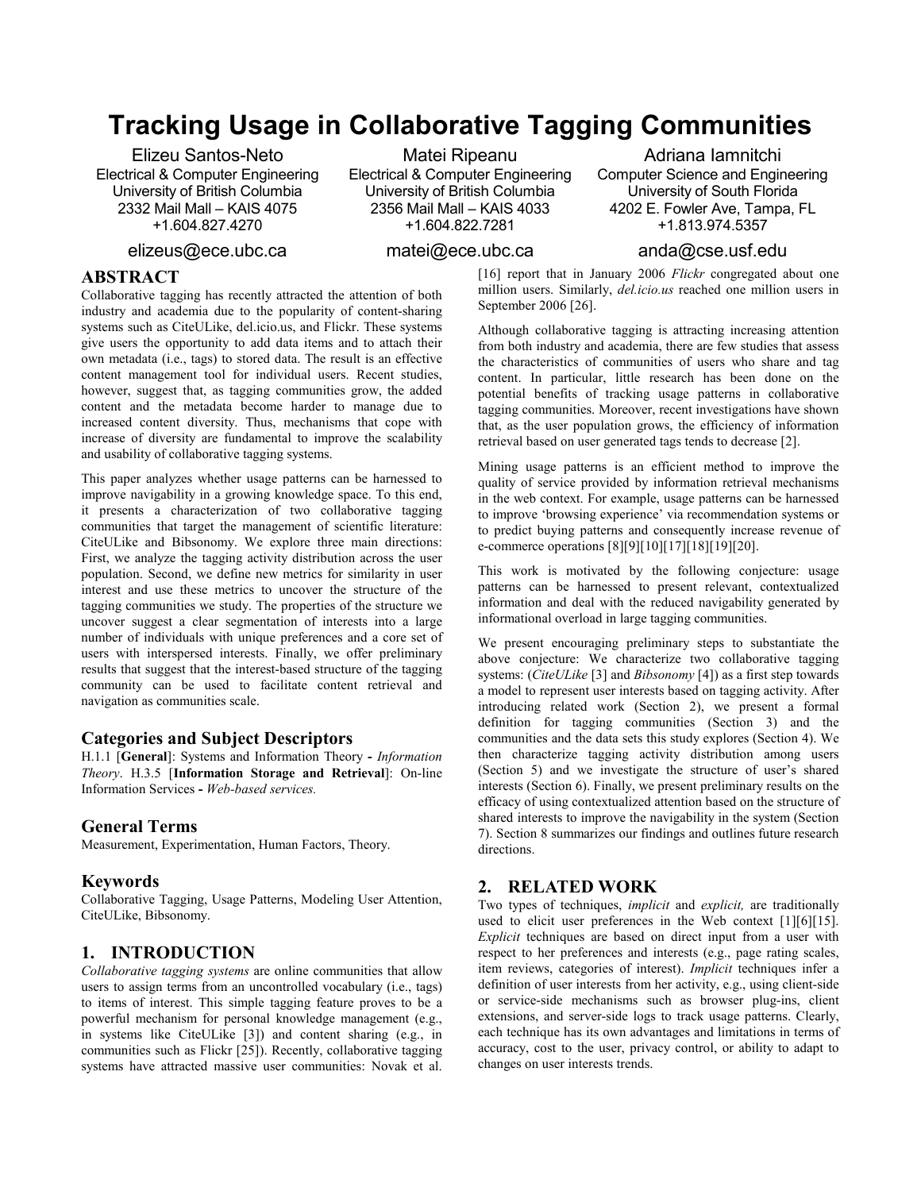# Tracking Usage in Collaborative Tagging Communities

Elizeu Santos-Neto
Electrical & Computer Engineering
University of British Columbia
2332 Mail Mall – KAIS 4075
+1.604.827.4270
elizeus@ece.ubc.ca

Matei Ripeanu
Electrical & Computer Engineering
University of British Columbia
2356 Mail Mall – KAIS 4033
+1.604.822.7281
matei@ece.ubc.ca

Adriana Iamnitchi
Computer Science and Engineering
University of South Florida
4202 E. Fowler Ave, Tampa, FL
+1.813.974.5357
anda@cse.usf.edu

## ABSTRACT

Collaborative tagging has recently attracted the attention of both industry and academia due to the popularity of content-sharing systems such as CiteULike, del.icio.us, and Flickr. These systems give users the opportunity to add data items and to attach their own metadata (i.e., tags) to stored data. The result is an effective content management tool for individual users. Recent studies, however, suggest that, as tagging communities grow, the added content and the metadata become harder to manage due to increased content diversity. Thus, mechanisms that cope with increase of diversity are fundamental to improve the scalability and usability of collaborative tagging systems.

This paper analyzes whether usage patterns can be harnessed to improve navigability in a growing knowledge space. To this end, it presents a characterization of two collaborative tagging communities that target the management of scientific literature: CiteULike and Bibsonomy. We explore three main directions: First, we analyze the tagging activity distribution across the user population. Second, we define new metrics for similarity in user interest and use these metrics to uncover the structure of the tagging communities we study. The properties of the structure we uncover suggest a clear segmentation of interests into a large number of individuals with unique preferences and a core set of users with interspersed interests. Finally, we offer preliminary results that suggest that the interest-based structure of the tagging community can be used to facilitate content retrieval and navigation as communities scale.

### Categories and Subject Descriptors

H.1.1 [**General**]: Systems and Information Theory **-** *Information Theory*. H.3.5 [**Information Storage and Retrieval**]: On-line Information Services **-** *Web-based services.*

### General Terms

Measurement, Experimentation, Human Factors, Theory.

### Keywords

Collaborative Tagging, Usage Patterns, Modeling User Attention, CiteULike, Bibsonomy.

## 1. INTRODUCTION

*Collaborative tagging systems* are online communities that allow users to assign terms from an uncontrolled vocabulary (i.e., tags) to items of interest. This simple tagging feature proves to be a powerful mechanism for personal knowledge management (e.g., in systems like CiteULike [3]) and content sharing (e.g., in communities such as Flickr [25]). Recently, collaborative tagging systems have attracted massive user communities: Novak et al. [16] report that in January 2006 *Flickr* congregated about one million users. Similarly, *del.icio.us* reached one million users in September 2006 [26].

Although collaborative tagging is attracting increasing attention from both industry and academia, there are few studies that assess the characteristics of communities of users who share and tag content. In particular, little research has been done on the potential benefits of tracking usage patterns in collaborative tagging communities. Moreover, recent investigations have shown that, as the user population grows, the efficiency of information retrieval based on user generated tags tends to decrease [2].

Mining usage patterns is an efficient method to improve the quality of service provided by information retrieval mechanisms in the web context. For example, usage patterns can be harnessed to improve 'browsing experience' via recommendation systems or to predict buying patterns and consequently increase revenue of e-commerce operations [8][9][10][17][18][19][20].

This work is motivated by the following conjecture: usage patterns can be harnessed to present relevant, contextualized information and deal with the reduced navigability generated by informational overload in large tagging communities.

We present encouraging preliminary steps to substantiate the above conjecture: We characterize two collaborative tagging systems: (*CiteULike* [3] and *Bibsonomy* [4]) as a first step towards a model to represent user interests based on tagging activity. After introducing related work (Section 2), we present a formal definition for tagging communities (Section 3) and the communities and the data sets this study explores (Section 4). We then characterize tagging activity distribution among users (Section 5) and we investigate the structure of user's shared interests (Section 6). Finally, we present preliminary results on the efficacy of using contextualized attention based on the structure of shared interests to improve the navigability in the system (Section 7). Section 8 summarizes our findings and outlines future research directions.

## 2. RELATED WORK

Two types of techniques, *implicit* and *explicit,* are traditionally used to elicit user preferences in the Web context [1][6][15]. *Explicit* techniques are based on direct input from a user with respect to her preferences and interests (e.g., page rating scales, item reviews, categories of interest). *Implicit* techniques infer a definition of user interests from her activity, e.g., using client-side or service-side mechanisms such as browser plug-ins, client extensions, and server-side logs to track usage patterns. Clearly, each technique has its own advantages and limitations in terms of accuracy, cost to the user, privacy control, or ability to adapt to changes on user interests trends.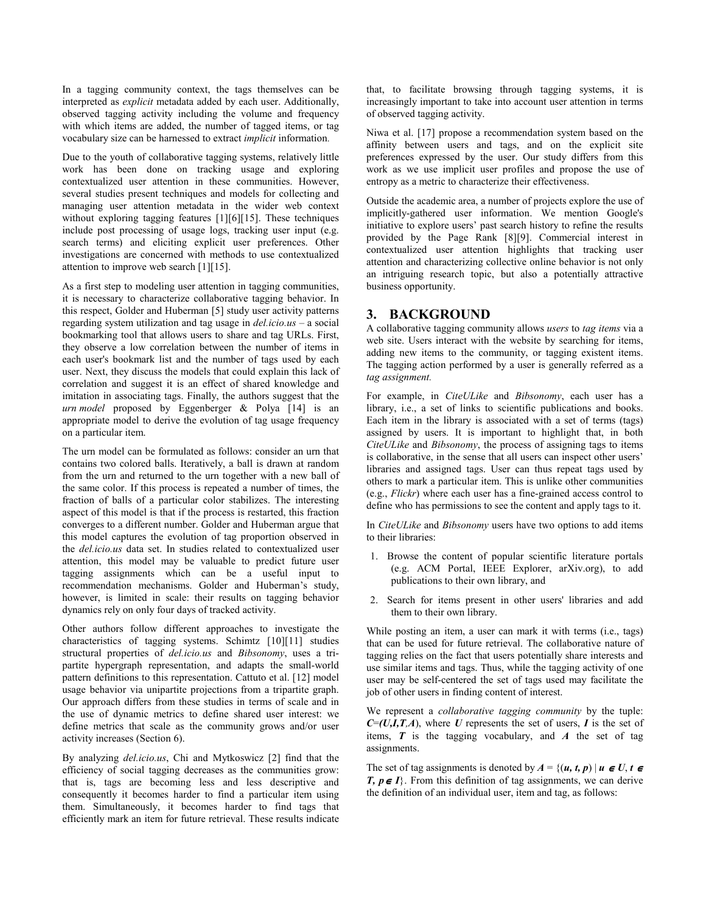In a tagging community context, the tags themselves can be interpreted as *explicit* metadata added by each user. Additionally, observed tagging activity including the volume and frequency with which items are added, the number of tagged items, or tag vocabulary size can be harnessed to extract *implicit* information.

Due to the youth of collaborative tagging systems, relatively little work has been done on tracking usage and exploring contextualized user attention in these communities. However, several studies present techniques and models for collecting and managing user attention metadata in the wider web context without exploring tagging features [1][6][15]. These techniques include post processing of usage logs, tracking user input (e.g. search terms) and eliciting explicit user preferences. Other investigations are concerned with methods to use contextualized attention to improve web search [1][15].

As a first step to modeling user attention in tagging communities, it is necessary to characterize collaborative tagging behavior. In this respect, Golder and Huberman [5] study user activity patterns regarding system utilization and tag usage in *del.icio.us* – a social bookmarking tool that allows users to share and tag URLs. First, they observe a low correlation between the number of items in each user's bookmark list and the number of tags used by each user. Next, they discuss the models that could explain this lack of correlation and suggest it is an effect of shared knowledge and imitation in associating tags. Finally, the authors suggest that the *urn model* proposed by Eggenberger & Polya [14] is an appropriate model to derive the evolution of tag usage frequency on a particular item.

The urn model can be formulated as follows: consider an urn that contains two colored balls. Iteratively, a ball is drawn at random from the urn and returned to the urn together with a new ball of the same color. If this process is repeated a number of times, the fraction of balls of a particular color stabilizes. The interesting aspect of this model is that if the process is restarted, this fraction converges to a different number. Golder and Huberman argue that this model captures the evolution of tag proportion observed in the *del.icio.us* data set. In studies related to contextualized user attention, this model may be valuable to predict future user tagging assignments which can be a useful input to recommendation mechanisms. Golder and Huberman's study, however, is limited in scale: their results on tagging behavior dynamics rely on only four days of tracked activity.

Other authors follow different approaches to investigate the characteristics of tagging systems. Schimtz [10][11] studies structural properties of *del.icio.us* and *Bibsonomy*, uses a tri-partite hypergraph representation, and adapts the small-world pattern definitions to this representation. Cattuto et al. [12] model usage behavior via unipartite projections from a tripartite graph. Our approach differs from these studies in terms of scale and in the use of dynamic metrics to define shared user interest: we define metrics that scale as the community grows and/or user activity increases (Section 6).

By analyzing *del.icio.us*, Chi and Mytkoswicz [2] find that the efficiency of social tagging decreases as the communities grow: that is, tags are becoming less and less descriptive and consequently it becomes harder to find a particular item using them. Simultaneously, it becomes harder to find tags that efficiently mark an item for future retrieval. These results indicate that, to facilitate browsing through tagging systems, it is increasingly important to take into account user attention in terms of observed tagging activity.

Niwa et al. [17] propose a recommendation system based on the affinity between users and tags, and on the explicit site preferences expressed by the user. Our study differs from this work as we use implicit user profiles and propose the use of entropy as a metric to characterize their effectiveness.

Outside the academic area, a number of projects explore the use of implicitly-gathered user information. We mention Google's initiative to explore users' past search history to refine the results provided by the Page Rank [8][9]. Commercial interest in contextualized user attention highlights that tracking user attention and characterizing collective online behavior is not only an intriguing research topic, but also a potentially attractive business opportunity.

## 3. BACKGROUND

A collaborative tagging community allows *users* to *tag items* via a web site. Users interact with the website by searching for items, adding new items to the community, or tagging existent items. The tagging action performed by a user is generally referred as a *tag assignment.*

For example, in *CiteULike* and *Bibsonomy*, each user has a library, i.e., a set of links to scientific publications and books. Each item in the library is associated with a set of terms (tags) assigned by users. It is important to highlight that, in both *CiteULike* and *Bibsonomy*, the process of assigning tags to items is collaborative, in the sense that all users can inspect other users' libraries and assigned tags. User can thus repeat tags used by others to mark a particular item. This is unlike other communities (e.g., *Flickr*) where each user has a fine-grained access control to define who has permissions to see the content and apply tags to it.

In *CiteULike* and *Bibsonomy* users have two options to add items to their libraries:

1. Browse the content of popular scientific literature portals (e.g. ACM Portal, IEEE Explorer, arXiv.org), to add publications to their own library, and
2. Search for items present in other users' libraries and add them to their own library.

While posting an item, a user can mark it with terms (i.e., tags) that can be used for future retrieval. The collaborative nature of tagging relies on the fact that users potentially share interests and use similar items and tags. Thus, while the tagging activity of one user may be self-centered the set of tags used may facilitate the job of other users in finding content of interest.

We represent a *collaborative tagging community* by the tuple: $C=(U,I,T,A)$, where $U$ represents the set of users, $I$ is the set of items, $T$ is the tagging vocabulary, and $A$ the set of tag assignments.

The set of tag assignments is denoted by $A = \{(u, t, p) \mid u \in U, t \in T, p \in I\}$. From this definition of tag assignments, we can derive the definition of an individual user, item and tag, as follows: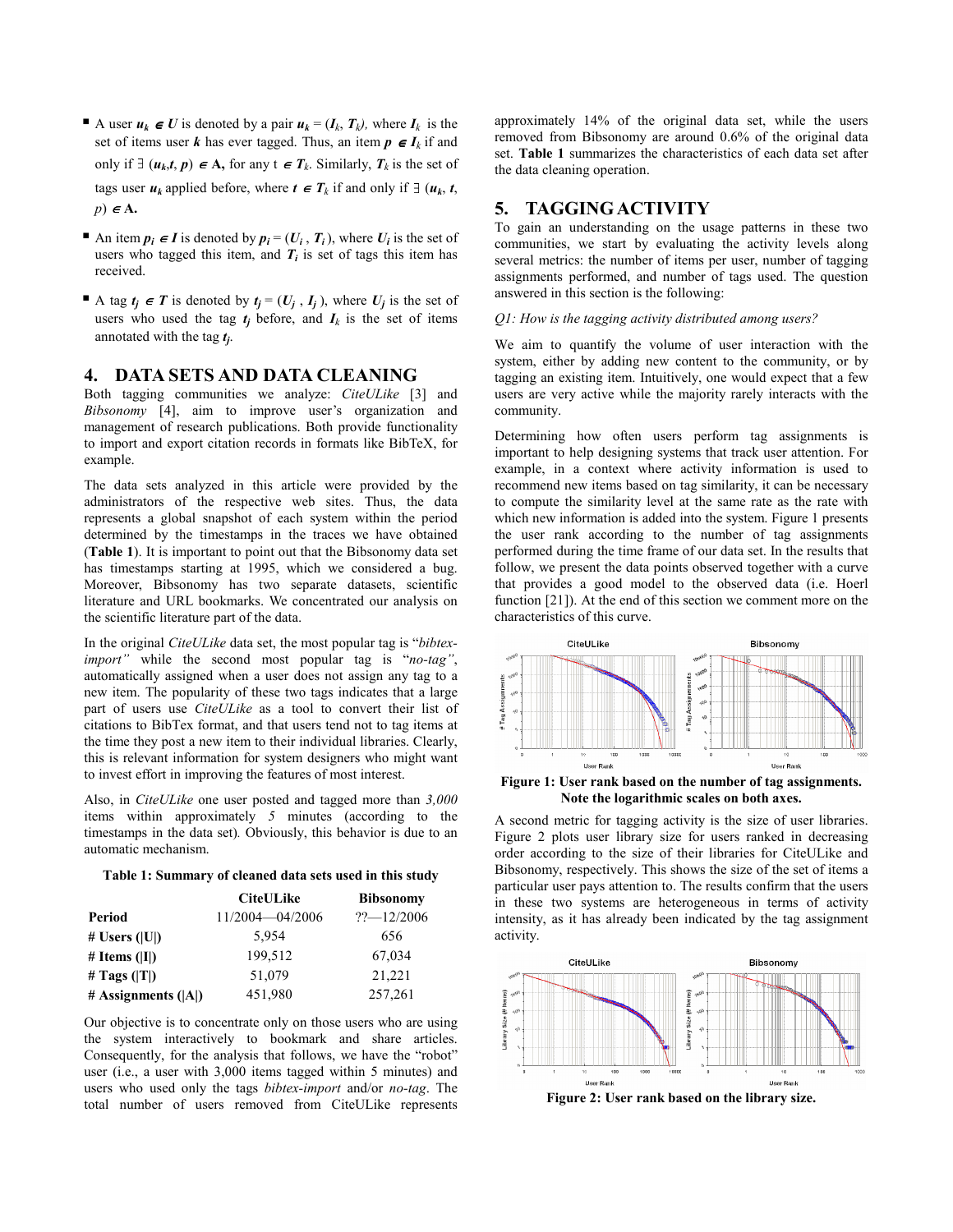- A user $u_k \in U$ is denoted by a pair $u_k = (I_k, T_k)$, where $I_k$ is the set of items user $k$ has ever tagged. Thus, an item $p \in I_k$ if and only if $\exists$ $(u_k, t, p) \in$ **A,** for any $t \in T_k$. Similarly, $T_k$ is the set of tags user $u_k$ applied before, where $t \in T_k$ if and only if $\exists$ $(u_k, t, p) \in$ **A.**
- An item $p_i \in I$ is denoted by $p_i = (U_i, T_i)$, where $U_i$ is the set of users who tagged this item, and $T_i$ is set of tags this item has received.
- A tag $t_j \in T$ is denoted by $t_j = (U_j, I_j)$, where $U_j$ is the set of users who used the tag $t_j$ before, and $I_k$ is the set of items annotated with the tag $t_j$.

## 4. DATA SETS AND DATA CLEANING

Both tagging communities we analyze: *CiteULike* [3] and *Bibsonomy* [4], aim to improve user's organization and management of research publications. Both provide functionality to import and export citation records in formats like BibTeX, for example.

The data sets analyzed in this article were provided by the administrators of the respective web sites. Thus, the data represents a global snapshot of each system within the period determined by the timestamps in the traces we have obtained (**Table 1**). It is important to point out that the Bibsonomy data set has timestamps starting at 1995, which we considered a bug. Moreover, Bibsonomy has two separate datasets, scientific literature and URL bookmarks. We concentrated our analysis on the scientific literature part of the data.

In the original *CiteULike* data set, the most popular tag is "*bibtex-import"* while the second most popular tag is "*no-tag"*, automatically assigned when a user does not assign any tag to a new item. The popularity of these two tags indicates that a large part of users use *CiteULike* as a tool to convert their list of citations to BibTex format, and that users tend not to tag items at the time they post a new item to their individual libraries. Clearly, this is relevant information for system designers who might want to invest effort in improving the features of most interest.

Also, in *CiteULike* one user posted and tagged more than *3,000* items within approximately *5* minutes (according to the timestamps in the data set). Obviously, this behavior is due to an automatic mechanism.

**Table 1: Summary of cleaned data sets used in this study**

| | CiteULike | Bibsonomy |
|---|---|---|
| **Period** | 11/2004—04/2006 | ??—12/2006 |
| **# Users (\|U\|)** | 5,954 | 656 |
| **# Items (\|I\|)** | 199,512 | 67,034 |
| **# Tags (\|T\|)** | 51,079 | 21,221 |
| **# Assignments (\|A\|)** | 451,980 | 257,261 |

Our objective is to concentrate only on those users who are using the system interactively to bookmark and share articles. Consequently, for the analysis that follows, we have the "robot" user (i.e., a user with 3,000 items tagged within 5 minutes) and users who used only the tags *bibtex-import* and/or *no-tag*. The total number of users removed from CiteULike represents approximately 14% of the original data set, while the users removed from Bibsonomy are around 0.6% of the original data set. **Table 1** summarizes the characteristics of each data set after the data cleaning operation.

## 5. TAGGING ACTIVITY

To gain an understanding on the usage patterns in these two communities, we start by evaluating the activity levels along several metrics: the number of items per user, number of tagging assignments performed, and number of tags used. The question answered in this section is the following:

*Q1: How is the tagging activity distributed among users?*

We aim to quantify the volume of user interaction with the system, either by adding new content to the community, or by tagging an existing item. Intuitively, one would expect that a few users are very active while the majority rarely interacts with the community.

Determining how often users perform tag assignments is important to help designing systems that track user attention. For example, in a context where activity information is used to recommend new items based on tag similarity, it can be necessary to compute the similarity level at the same rate as the rate with which new information is added into the system. Figure 1 presents the user rank according to the number of tag assignments performed during the time frame of our data set. In the results that follow, we present the data points observed together with a curve that provides a good model to the observed data (i.e. Hoerl function [21]). At the end of this section we comment more on the characteristics of this curve.

**Figure 1: User rank based on the number of tag assignments. Note the logarithmic scales on both axes.**

A second metric for tagging activity is the size of user libraries. Figure 2 plots user library size for users ranked in decreasing order according to the size of their libraries for CiteULike and Bibsonomy, respectively. This shows the size of the set of items a particular user pays attention to. The results confirm that the users in these two systems are heterogeneous in terms of activity intensity, as it has already been indicated by the tag assignment activity.

**Figure 2: User rank based on the library size.**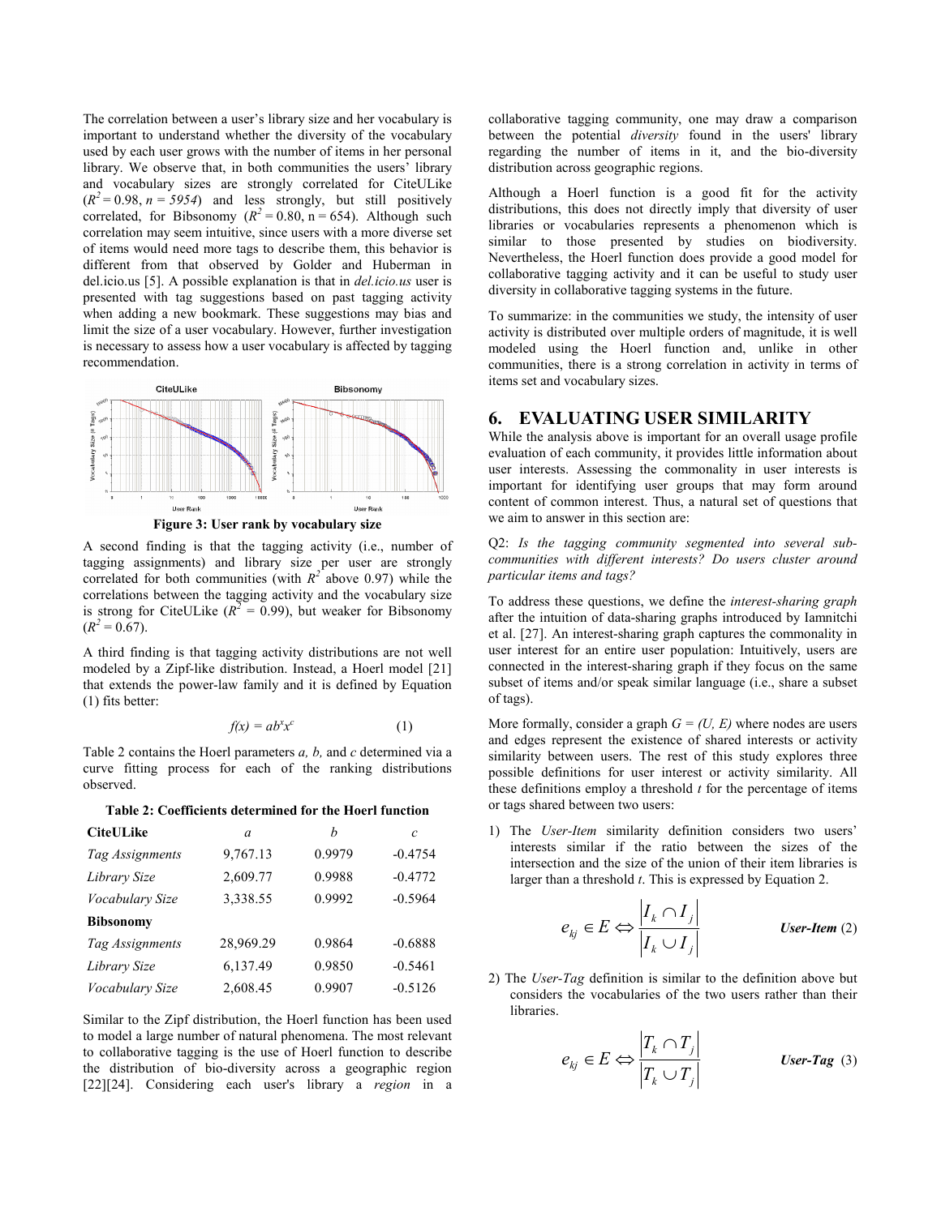The correlation between a user's library size and her vocabulary is important to understand whether the diversity of the vocabulary used by each user grows with the number of items in her personal library. We observe that, in both communities the users' library and vocabulary sizes are strongly correlated for CiteULike ($R^2 = 0.98$, $n = 5954$) and less strongly, but still positively correlated, for Bibsonomy ($R^2 = 0.80$, n = 654). Although such correlation may seem intuitive, since users with a more diverse set of items would need more tags to describe them, this behavior is different from that observed by Golder and Huberman in del.icio.us [5]. A possible explanation is that in *del.icio.us* user is presented with tag suggestions based on past tagging activity when adding a new bookmark. These suggestions may bias and limit the size of a user vocabulary. However, further investigation is necessary to assess how a user vocabulary is affected by tagging recommendation.

**Figure 3: User rank by vocabulary size**

A second finding is that the tagging activity (i.e., number of tagging assignments) and library size per user are strongly correlated for both communities (with $R^2$ above 0.97) while the correlations between the tagging activity and the vocabulary size is strong for CiteULike ($R^2 = 0.99$), but weaker for Bibsonomy ($R^2 = 0.67$).

A third finding is that tagging activity distributions are not well modeled by a Zipf-like distribution. Instead, a Hoerl model [21] that extends the power-law family and it is defined by Equation (1) fits better:

$$f(x) = ab^x x^c \qquad (1)$$

Table 2 contains the Hoerl parameters *a, b,* and *c* determined via a curve fitting process for each of the ranking distributions observed.

**Table 2: Coefficients determined for the Hoerl function**

| **CiteULike** | *a* | *b* | *c* |
|---|---|---|---|
| *Tag Assignments* | 9,767.13 | 0.9979 | -0.4754 |
| *Library Size* | 2,609.77 | 0.9988 | -0.4772 |
| *Vocabulary Size* | 3,338.55 | 0.9992 | -0.5964 |
| **Bibsonomy** | | | |
| *Tag Assignments* | 28,969.29 | 0.9864 | -0.6888 |
| *Library Size* | 6,137.49 | 0.9850 | -0.5461 |
| *Vocabulary Size* | 2,608.45 | 0.9907 | -0.5126 |

Similar to the Zipf distribution, the Hoerl function has been used to model a large number of natural phenomena. The most relevant to collaborative tagging is the use of Hoerl function to describe the distribution of bio-diversity across a geographic region [22][24]. Considering each user's library a *region* in a collaborative tagging community, one may draw a comparison between the potential *diversity* found in the users' library regarding the number of items in it, and the bio-diversity distribution across geographic regions.

Although a Hoerl function is a good fit for the activity distributions, this does not directly imply that diversity of user libraries or vocabularies represents a phenomenon which is similar to those presented by studies on biodiversity. Nevertheless, the Hoerl function does provide a good model for collaborative tagging activity and it can be useful to study user diversity in collaborative tagging systems in the future.

To summarize: in the communities we study, the intensity of user activity is distributed over multiple orders of magnitude, it is well modeled using the Hoerl function and, unlike in other communities, there is a strong correlation in activity in terms of items set and vocabulary sizes.

## 6. EVALUATING USER SIMILARITY

While the analysis above is important for an overall usage profile evaluation of each community, it provides little information about user interests. Assessing the commonality in user interests is important for identifying user groups that may form around content of common interest. Thus, a natural set of questions that we aim to answer in this section are:

Q2: *Is the tagging community segmented into several sub-communities with different interests? Do users cluster around particular items and tags?*

To address these questions, we define the *interest-sharing graph* after the intuition of data-sharing graphs introduced by Iamnitchi et al. [27]. An interest-sharing graph captures the commonality in user interest for an entire user population: Intuitively, users are connected in the interest-sharing graph if they focus on the same subset of items and/or speak similar language (i.e., share a subset of tags).

More formally, consider a graph $G = (U, E)$ where nodes are users and edges represent the existence of shared interests or activity similarity between users. The rest of this study explores three possible definitions for user interest or activity similarity. All these definitions employ a threshold *t* for the percentage of items or tags shared between two users:

1) The *User-Item* similarity definition considers two users' interests similar if the ratio between the sizes of the intersection and the size of the union of their item libraries is larger than a threshold *t*. This is expressed by Equation 2.

$$e_{kj} \in E \Leftrightarrow \frac{|I_k \cap I_j|}{|I_k \cup I_j|} \qquad \textbf{\textit{User-Item}}\ (2)$$

2) The *User-Tag* definition is similar to the definition above but considers the vocabularies of the two users rather than their libraries.

$$e_{kj} \in E \Leftrightarrow \frac{|T_k \cap T_j|}{|T_k \cup T_j|} \qquad \textbf{\textit{User-Tag}}\ (3)$$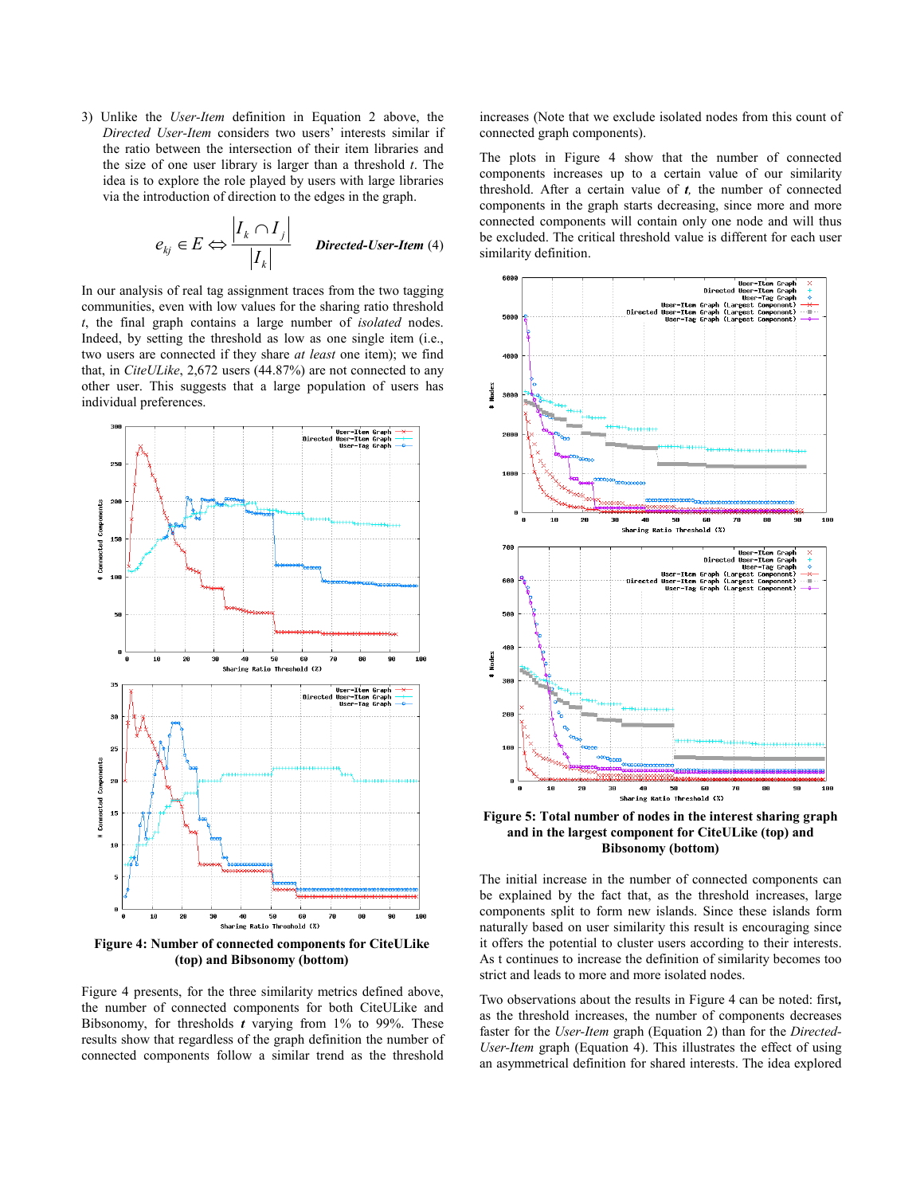3) Unlike the *User-Item* definition in Equation 2 above, the *Directed User-Item* considers two users' interests similar if the ratio between the intersection of their item libraries and the size of one user library is larger than a threshold *t*. The idea is to explore the role played by users with large libraries via the introduction of direction to the edges in the graph.

$$e_{kj} \in E \Leftrightarrow \frac{|I_k \cap I_j|}{|I_k|} \qquad \textbf{\textit{Directed-User-Item}} \ (4)$$

In our analysis of real tag assignment traces from the two tagging communities, even with low values for the sharing ratio threshold *t*, the final graph contains a large number of *isolated* nodes. Indeed, by setting the threshold as low as one single item (i.e., two users are connected if they share *at least* one item); we find that, in *CiteULike*, 2,672 users (44.87%) are not connected to any other user. This suggests that a large population of users has individual preferences.

**Figure 4: Number of connected components for CiteULike (top) and Bibsonomy (bottom)**

Figure 4 presents, for the three similarity metrics defined above, the number of connected components for both CiteULike and Bibsonomy, for thresholds *t* varying from 1% to 99%. These results show that regardless of the graph definition the number of connected components follow a similar trend as the threshold increases (Note that we exclude isolated nodes from this count of connected graph components).

The plots in Figure 4 show that the number of connected components increases up to a certain value of our similarity threshold. After a certain value of ***t***, the number of connected components in the graph starts decreasing, since more and more connected components will contain only one node and will thus be excluded. The critical threshold value is different for each user similarity definition.

**Figure 5: Total number of nodes in the interest sharing graph and in the largest component for CiteULike (top) and Bibsonomy (bottom)**

The initial increase in the number of connected components can be explained by the fact that, as the threshold increases, large components split to form new islands. Since these islands form naturally based on user similarity this result is encouraging since it offers the potential to cluster users according to their interests. As t continues to increase the definition of similarity becomes too strict and leads to more and more isolated nodes.

Two observations about the results in Figure 4 can be noted: first**,** as the threshold increases, the number of components decreases faster for the *User-Item* graph (Equation 2) than for the *Directed-User-Item* graph (Equation 4). This illustrates the effect of using an asymmetrical definition for shared interests. The idea explored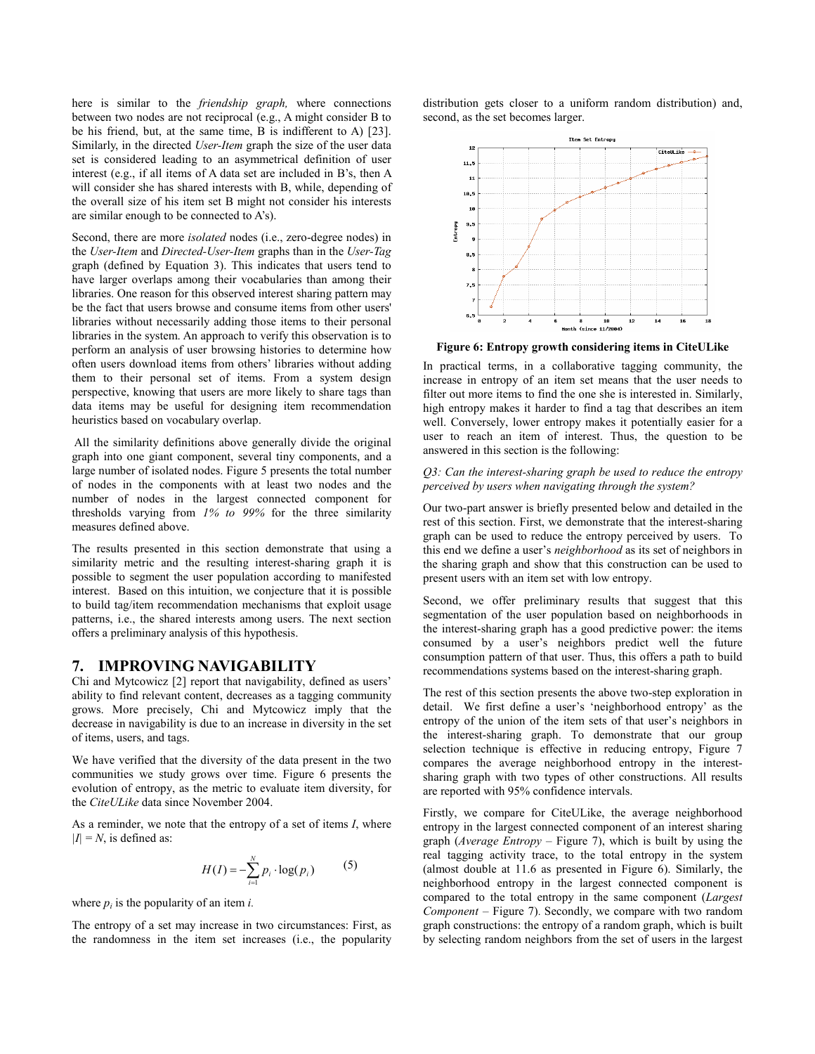here is similar to the *friendship graph,* where connections between two nodes are not reciprocal (e.g., A might consider B to be his friend, but, at the same time, B is indifferent to A) [23]. Similarly, in the directed *User-Item* graph the size of the user data set is considered leading to an asymmetrical definition of user interest (e.g., if all items of A data set are included in B's, then A will consider she has shared interests with B, while, depending of the overall size of his item set B might not consider his interests are similar enough to be connected to A's).

Second, there are more *isolated* nodes (i.e., zero-degree nodes) in the *User-Item* and *Directed-User-Item* graphs than in the *User-Tag* graph (defined by Equation 3). This indicates that users tend to have larger overlaps among their vocabularies than among their libraries. One reason for this observed interest sharing pattern may be the fact that users browse and consume items from other users' libraries without necessarily adding those items to their personal libraries in the system. An approach to verify this observation is to perform an analysis of user browsing histories to determine how often users download items from others' libraries without adding them to their personal set of items. From a system design perspective, knowing that users are more likely to share tags than data items may be useful for designing item recommendation heuristics based on vocabulary overlap.

All the similarity definitions above generally divide the original graph into one giant component, several tiny components, and a large number of isolated nodes. Figure 5 presents the total number of nodes in the components with at least two nodes and the number of nodes in the largest connected component for thresholds varying from *1% to 99%* for the three similarity measures defined above.

The results presented in this section demonstrate that using a similarity metric and the resulting interest-sharing graph it is possible to segment the user population according to manifested interest. Based on this intuition, we conjecture that it is possible to build tag/item recommendation mechanisms that exploit usage patterns, i.e., the shared interests among users. The next section offers a preliminary analysis of this hypothesis.

## 7. IMPROVING NAVIGABILITY

Chi and Mytcowicz [2] report that navigability, defined as users' ability to find relevant content, decreases as a tagging community grows. More precisely, Chi and Mytcowicz imply that the decrease in navigability is due to an increase in diversity in the set of items, users, and tags.

We have verified that the diversity of the data present in the two communities we study grows over time. Figure 6 presents the evolution of entropy, as the metric to evaluate item diversity, for the *CiteULike* data since November 2004.

As a reminder, we note that the entropy of a set of items $I$, where $|I| = N$, is defined as:

$$H(I) = -\sum_{i=1}^{N} p_i \cdot \log(p_i) \qquad (5)$$

where $p_i$ is the popularity of an item $i$.

The entropy of a set may increase in two circumstances: First, as the randomness in the item set increases (i.e., the popularity distribution gets closer to a uniform random distribution) and, second, as the set becomes larger.

**Figure 6: Entropy growth considering items in CiteULike**

In practical terms, in a collaborative tagging community, the increase in entropy of an item set means that the user needs to filter out more items to find the one she is interested in. Similarly, high entropy makes it harder to find a tag that describes an item well. Conversely, lower entropy makes it potentially easier for a user to reach an item of interest. Thus, the question to be answered in this section is the following:

*Q3: Can the interest-sharing graph be used to reduce the entropy perceived by users when navigating through the system?*

Our two-part answer is briefly presented below and detailed in the rest of this section. First, we demonstrate that the interest-sharing graph can be used to reduce the entropy perceived by users. To this end we define a user's *neighborhood* as its set of neighbors in the sharing graph and show that this construction can be used to present users with an item set with low entropy.

Second, we offer preliminary results that suggest that this segmentation of the user population based on neighborhoods in the interest-sharing graph has a good predictive power: the items consumed by a user's neighbors predict well the future consumption pattern of that user. Thus, this offers a path to build recommendations systems based on the interest-sharing graph.

The rest of this section presents the above two-step exploration in detail. We first define a user's 'neighborhood entropy' as the entropy of the union of the item sets of that user's neighbors in the interest-sharing graph. To demonstrate that our group selection technique is effective in reducing entropy, Figure 7 compares the average neighborhood entropy in the interest-sharing graph with two types of other constructions. All results are reported with 95% confidence intervals.

Firstly, we compare for CiteULike, the average neighborhood entropy in the largest connected component of an interest sharing graph (*Average Entropy* – Figure 7), which is built by using the real tagging activity trace, to the total entropy in the system (almost double at 11.6 as presented in Figure 6). Similarly, the neighborhood entropy in the largest connected component is compared to the total entropy in the same component (*Largest Component* – Figure 7). Secondly, we compare with two random graph constructions: the entropy of a random graph, which is built by selecting random neighbors from the set of users in the largest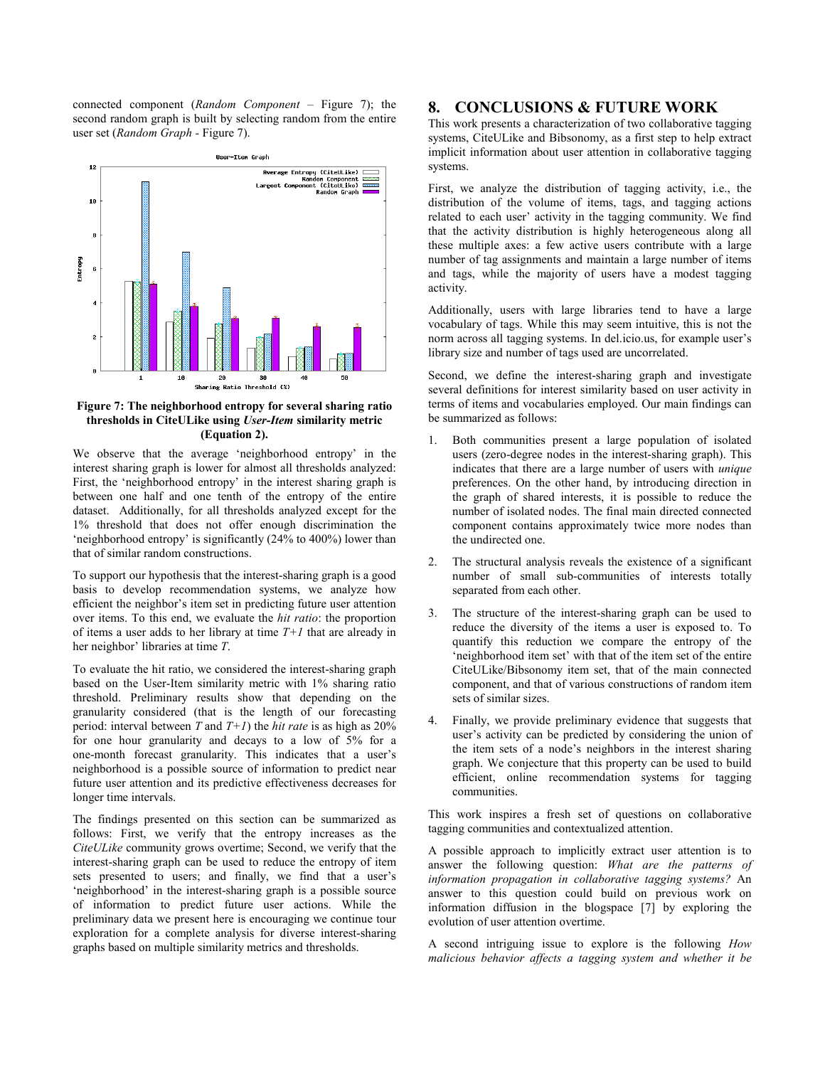connected component (*Random Component* – Figure 7); the second random graph is built by selecting random from the entire user set (*Random Graph* - Figure 7).

**Figure 7: The neighborhood entropy for several sharing ratio thresholds in CiteULike using *User-Item* similarity metric (Equation 2).**

We observe that the average 'neighborhood entropy' in the interest sharing graph is lower for almost all thresholds analyzed: First, the 'neighborhood entropy' in the interest sharing graph is between one half and one tenth of the entropy of the entire dataset. Additionally, for all thresholds analyzed except for the 1% threshold that does not offer enough discrimination the 'neighborhood entropy' is significantly (24% to 400%) lower than that of similar random constructions.

To support our hypothesis that the interest-sharing graph is a good basis to develop recommendation systems, we analyze how efficient the neighbor's item set in predicting future user attention over items. To this end, we evaluate the *hit ratio*: the proportion of items a user adds to her library at time *T+1* that are already in her neighbor' libraries at time *T*.

To evaluate the hit ratio, we considered the interest-sharing graph based on the User-Item similarity metric with 1% sharing ratio threshold. Preliminary results show that depending on the granularity considered (that is the length of our forecasting period: interval between *T* and *T+1*) the *hit rate* is as high as 20% for one hour granularity and decays to a low of 5% for a one-month forecast granularity. This indicates that a user's neighborhood is a possible source of information to predict near future user attention and its predictive effectiveness decreases for longer time intervals.

The findings presented on this section can be summarized as follows: First, we verify that the entropy increases as the *CiteULike* community grows overtime; Second, we verify that the interest-sharing graph can be used to reduce the entropy of item sets presented to users; and finally, we find that a user's 'neighborhood' in the interest-sharing graph is a possible source of information to predict future user actions. While the preliminary data we present here is encouraging we continue tour exploration for a complete analysis for diverse interest-sharing graphs based on multiple similarity metrics and thresholds.

# 8. CONCLUSIONS & FUTURE WORK

This work presents a characterization of two collaborative tagging systems, CiteULike and Bibsonomy, as a first step to help extract implicit information about user attention in collaborative tagging systems.

First, we analyze the distribution of tagging activity, i.e., the distribution of the volume of items, tags, and tagging actions related to each user' activity in the tagging community. We find that the activity distribution is highly heterogeneous along all these multiple axes: a few active users contribute with a large number of tag assignments and maintain a large number of items and tags, while the majority of users have a modest tagging activity.

Additionally, users with large libraries tend to have a large vocabulary of tags. While this may seem intuitive, this is not the norm across all tagging systems. In del.icio.us, for example user's library size and number of tags used are uncorrelated.

Second, we define the interest-sharing graph and investigate several definitions for interest similarity based on user activity in terms of items and vocabularies employed. Our main findings can be summarized as follows:

1. Both communities present a large population of isolated users (zero-degree nodes in the interest-sharing graph). This indicates that there are a large number of users with *unique* preferences. On the other hand, by introducing direction in the graph of shared interests, it is possible to reduce the number of isolated nodes. The final main directed connected component contains approximately twice more nodes than the undirected one.
2. The structural analysis reveals the existence of a significant number of small sub-communities of interests totally separated from each other.
3. The structure of the interest-sharing graph can be used to reduce the diversity of the items a user is exposed to. To quantify this reduction we compare the entropy of the 'neighborhood item set' with that of the item set of the entire CiteULike/Bibsonomy item set, that of the main connected component, and that of various constructions of random item sets of similar sizes.
4. Finally, we provide preliminary evidence that suggests that user's activity can be predicted by considering the union of the item sets of a node's neighbors in the interest sharing graph. We conjecture that this property can be used to build efficient, online recommendation systems for tagging communities.

This work inspires a fresh set of questions on collaborative tagging communities and contextualized attention.

A possible approach to implicitly extract user attention is to answer the following question: *What are the patterns of information propagation in collaborative tagging systems?* An answer to this question could build on previous work on information diffusion in the blogspace [7] by exploring the evolution of user attention overtime.

A second intriguing issue to explore is the following *How malicious behavior affects a tagging system and whether it be*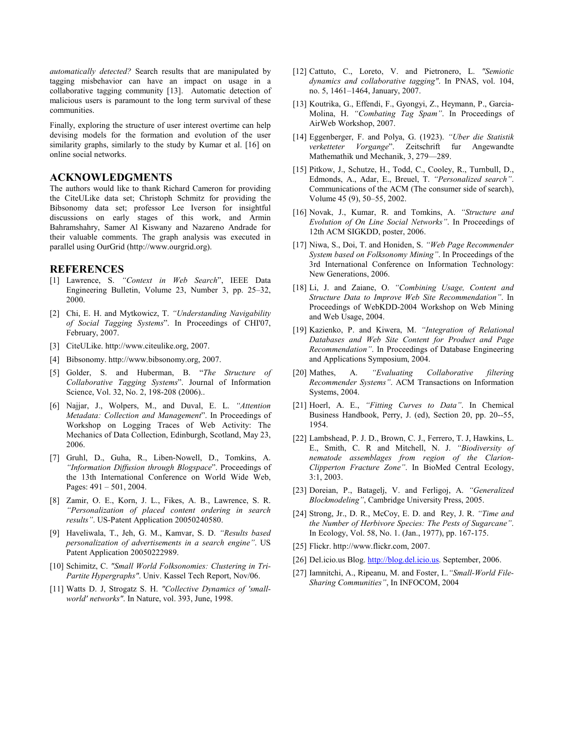*automatically detected?* Search results that are manipulated by tagging misbehavior can have an impact on usage in a collaborative tagging community [13]. Automatic detection of malicious users is paramount to the long term survival of these communities.

Finally, exploring the structure of user interest overtime can help devising models for the formation and evolution of the user similarity graphs, similarly to the study by Kumar et al. [16] on online social networks.

## ACKNOWLEDGMENTS

The authors would like to thank Richard Cameron for providing the CiteULike data set; Christoph Schmitz for providing the Bibsonomy data set; professor Lee Iverson for insightful discussions on early stages of this work, and Armin Bahramshahry, Samer Al Kiswany and Nazareno Andrade for their valuable comments. The graph analysis was executed in parallel using OurGrid (http://www.ourgrid.org).

## REFERENCES

[1] Lawrence, S. *"Context in Web Search"*, IEEE Data Engineering Bulletin, Volume 23, Number 3, pp. 25–32, 2000.

[2] Chi, E. H. and Mytkowicz, T. *"Understanding Navigability of Social Tagging Systems"*. In Proceedings of CHI'07, February, 2007.

[3] CiteULike. http://www.citeulike.org, 2007.

[4] Bibsonomy. http://www.bibsonomy.org, 2007.

[5] Golder, S. and Huberman, B. "*The Structure of Collaborative Tagging Systems*". Journal of Information Science, Vol. 32, No. 2, 198-208 (2006)..

[6] Najjar, J., Wolpers, M., and Duval, E. L. *"Attention Metadata: Collection and Management"*. In Proceedings of Workshop on Logging Traces of Web Activity: The Mechanics of Data Collection, Edinburgh, Scotland, May 23, 2006.

[7] Gruhl, D., Guha, R., Liben-Nowell, D., Tomkins, A. *"Information Diffusion through Blogspace"*. Proceedings of the 13th International Conference on World Wide Web, Pages: 491 – 501, 2004.

[8] Zamir, O. E., Korn, J. L., Fikes, A. B., Lawrence, S. R. *"Personalization of placed content ordering in search results"*. US-Patent Application 20050240580.

[9] Haveliwala, T., Jeh, G. M., Kamvar, S. D. *"Results based personalization of advertisements in a search engine"*. US Patent Application 20050222989.

[10] Schimitz, C. *"Small World Folksonomies: Clustering in Tri-Partite Hypergraphs"*. Univ. Kassel Tech Report, Nov/06.

[11] Watts D. J, Strogatz S. H. *"Collective Dynamics of 'small-world' networks"*. In Nature, vol. 393, June, 1998.

[12] Cattuto, C., Loreto, V. and Pietronero, L. *"Semiotic dynamics and collaborative tagging"*. In PNAS, vol. 104, no. 5, 1461–1464, January, 2007.

[13] Koutrika, G., Effendi, F., Gyongyi, Z., Heymann, P., Garcia-Molina, H. *"Combating Tag Spam"*. In Proceedings of AirWeb Workshop, 2007.

[14] Eggenberger, F. and Polya, G. (1923). *"Uber die Statistik verketteter Vorgange"*. Zeitschrift fur Angewandte Mathemathik und Mechanik, 3, 279—289.

[15] Pitkow, J., Schutze, H., Todd, C., Cooley, R., Turnbull, D., Edmonds, A., Adar, E., Breuel, T. *"Personalized search"*. Communications of the ACM (The consumer side of search), Volume 45 (9), 50–55, 2002.

[16] Novak, J., Kumar, R. and Tomkins, A. *"Structure and Evolution of On Line Social Networks"*. In Proceedings of 12th ACM SIGKDD, poster, 2006.

[17] Niwa, S., Doi, T. and Honiden, S. *"Web Page Recommender System based on Folksonomy Mining"*. In Proceedings of the 3rd International Conference on Information Technology: New Generations, 2006.

[18] Li, J. and Zaiane, O. *"Combining Usage, Content and Structure Data to Improve Web Site Recommendation"*. In Proceedings of WebKDD-2004 Workshop on Web Mining and Web Usage, 2004.

[19] Kazienko, P. and Kiwera, M. *"Integration of Relational Databases and Web Site Content for Product and Page Recommendation"*. In Proceedings of Database Engineering and Applications Symposium, 2004.

[20] Mathes, A. *"Evaluating Collaborative filtering Recommender Systems"*. ACM Transactions on Information Systems, 2004.

[21] Hoerl, A. E., *"Fitting Curves to Data"*. In Chemical Business Handbook, Perry, J. (ed), Section 20, pp. 20--55, 1954.

[22] Lambshead, P. J. D., Brown, C. J., Ferrero, T. J, Hawkins, L. E., Smith, C. R and Mitchell, N. J. *"Biodiversity of nematode assemblages from region of the Clarion-Clipperton Fracture Zone"*. In BioMed Central Ecology, 3:1, 2003.

[23] Doreian, P., Batagelj, V. and Ferligoj, A. *"Generalized Blockmodeling"*, Cambridge University Press, 2005.

[24] Strong, Jr., D. R., McCoy, E. D. and Rey, J. R. *"Time and the Number of Herbivore Species: The Pests of Sugarcane"*. In Ecology, Vol. 58, No. 1. (Jan., 1977), pp. 167-175.

[25] Flickr. http://www.flickr.com, 2007.

[26] Del.icio.us Blog. http://blog.del.icio.us. September, 2006.

[27] Iamnitchi, A., Ripeanu, M. and Foster, I..*"Small-World File-Sharing Communities"*, In INFOCOM, 2004